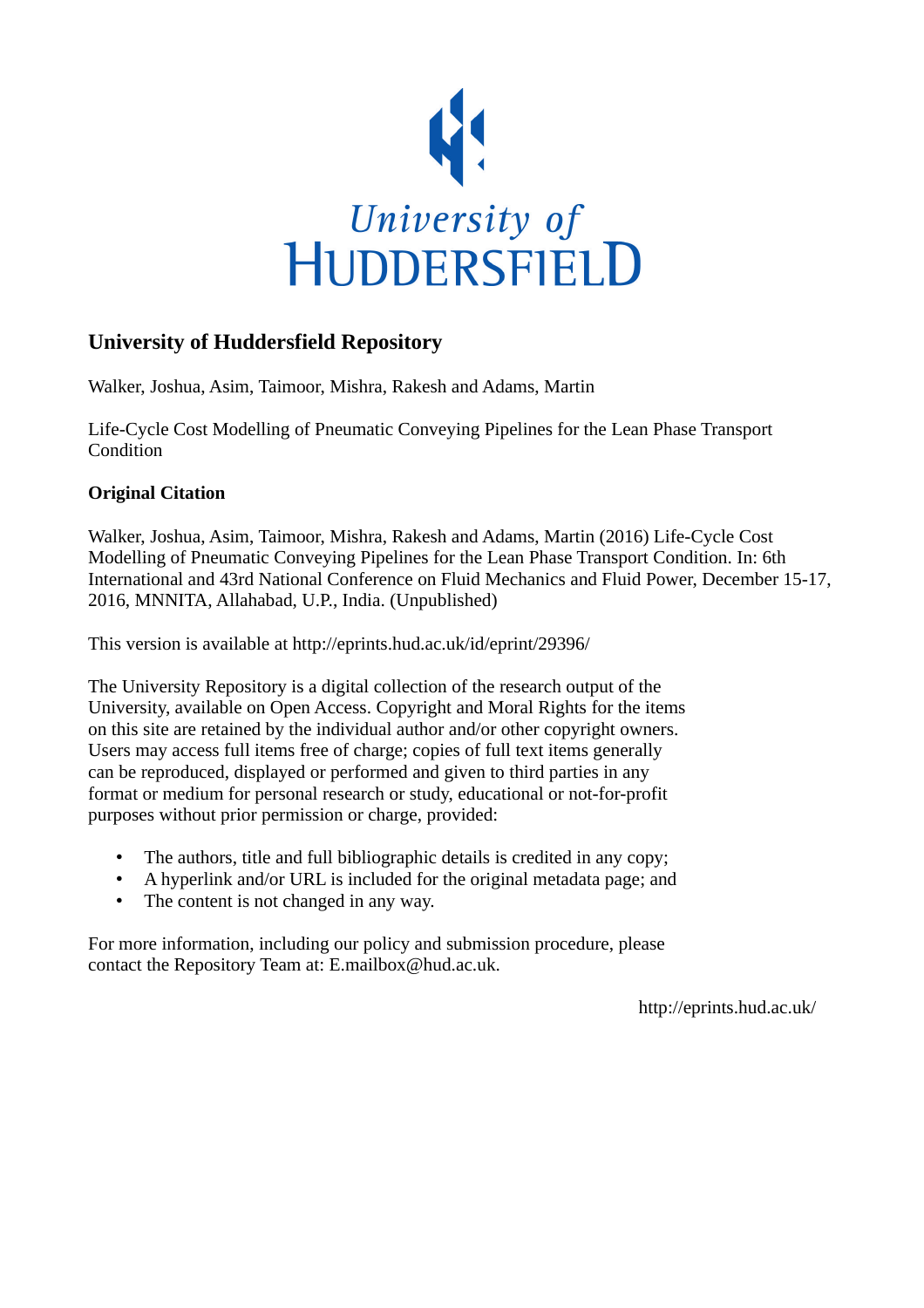University of
HUDDERSFIELD

## University of Huddersfield Repository

Walker, Joshua, Asim, Taimoor, Mishra, Rakesh and Adams, Martin

Life-Cycle Cost Modelling of Pneumatic Conveying Pipelines for the Lean Phase Transport Condition

### Original Citation

Walker, Joshua, Asim, Taimoor, Mishra, Rakesh and Adams, Martin (2016) Life-Cycle Cost Modelling of Pneumatic Conveying Pipelines for the Lean Phase Transport Condition. In: 6th International and 43rd National Conference on Fluid Mechanics and Fluid Power, December 15-17, 2016, MNNITA, Allahabad, U.P., India. (Unpublished)

This version is available at http://eprints.hud.ac.uk/id/eprint/29396/

The University Repository is a digital collection of the research output of the University, available on Open Access. Copyright and Moral Rights for the items on this site are retained by the individual author and/or other copyright owners. Users may access full items free of charge; copies of full text items generally can be reproduced, displayed or performed and given to third parties in any format or medium for personal research or study, educational or not-for-profit purposes without prior permission or charge, provided:

- The authors, title and full bibliographic details is credited in any copy;
- A hyperlink and/or URL is included for the original metadata page; and
- The content is not changed in any way.

For more information, including our policy and submission procedure, please contact the Repository Team at: E.mailbox@hud.ac.uk.

http://eprints.hud.ac.uk/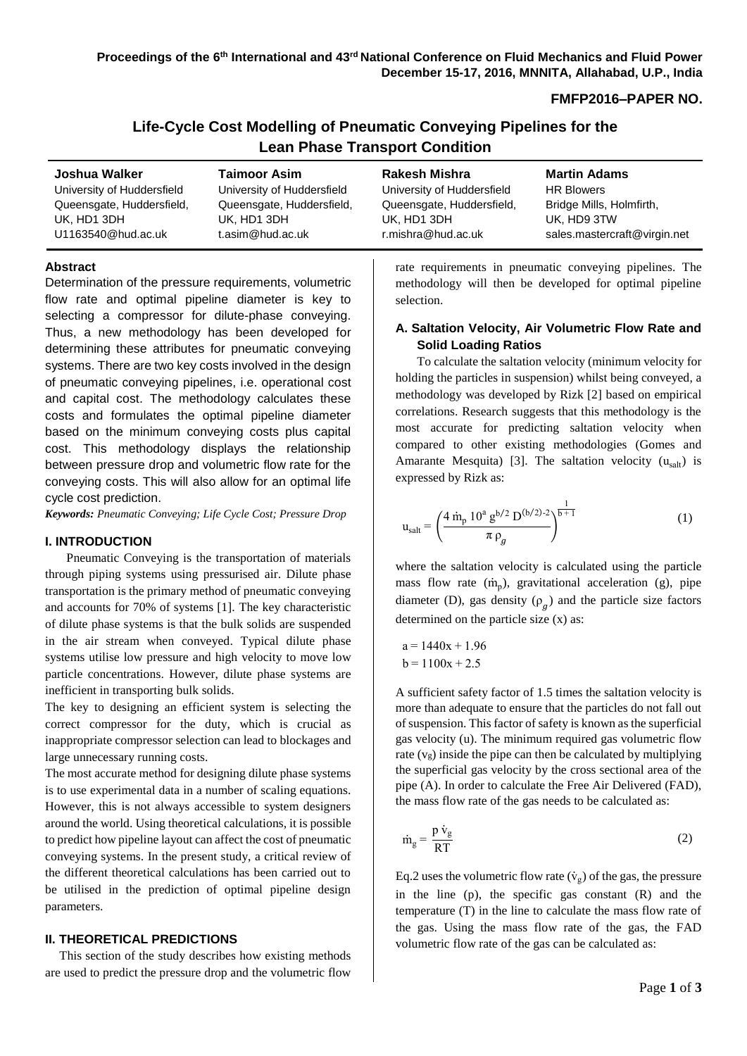# Life-Cycle Cost Modelling of Pneumatic Conveying Pipelines for the Lean Phase Transport Condition

| **Joshua Walker** | **Taimoor Asim** | **Rakesh Mishra** | **Martin Adams** |
|---|---|---|---|
| University of Huddersfield | University of Huddersfield | University of Huddersfield | HR Blowers |
| Queensgate, Huddersfield, | Queensgate, Huddersfield, | Queensgate, Huddersfield, | Bridge Mills, Holmfirth, |
| UK, HD1 3DH | UK, HD1 3DH | UK, HD1 3DH | UK, HD9 3TW |
| U1163540@hud.ac.uk | t.asim@hud.ac.uk | r.mishra@hud.ac.uk | sales.mastercraft@virgin.net |

### Abstract

Determination of the pressure requirements, volumetric flow rate and optimal pipeline diameter is key to selecting a compressor for dilute-phase conveying. Thus, a new methodology has been developed for determining these attributes for pneumatic conveying systems. There are two key costs involved in the design of pneumatic conveying pipelines, i.e. operational cost and capital cost. The methodology calculates these costs and formulates the optimal pipeline diameter based on the minimum conveying costs plus capital cost. This methodology displays the relationship between pressure drop and volumetric flow rate for the conveying costs. This will also allow for an optimal life cycle cost prediction.

***Keywords:*** *Pneumatic Conveying; Life Cycle Cost; Pressure Drop*

## I. INTRODUCTION

Pneumatic Conveying is the transportation of materials through piping systems using pressurised air. Dilute phase transportation is the primary method of pneumatic conveying and accounts for 70% of systems [1]. The key characteristic of dilute phase systems is that the bulk solids are suspended in the air stream when conveyed. Typical dilute phase systems utilise low pressure and high velocity to move low particle concentrations. However, dilute phase systems are inefficient in transporting bulk solids.

The key to designing an efficient system is selecting the correct compressor for the duty, which is crucial as inappropriate compressor selection can lead to blockages and large unnecessary running costs.

The most accurate method for designing dilute phase systems is to use experimental data in a number of scaling equations. However, this is not always accessible to system designers around the world. Using theoretical calculations, it is possible to predict how pipeline layout can affect the cost of pneumatic conveying systems. In the present study, a critical review of the different theoretical calculations has been carried out to be utilised in the prediction of optimal pipeline design parameters.

## II. THEORETICAL PREDICTIONS

This section of the study describes how existing methods are used to predict the pressure drop and the volumetric flow rate requirements in pneumatic conveying pipelines. The methodology will then be developed for optimal pipeline selection.

### A. Saltation Velocity, Air Volumetric Flow Rate and Solid Loading Ratios

To calculate the saltation velocity (minimum velocity for holding the particles in suspension) whilst being conveyed, a methodology was developed by Rizk [2] based on empirical correlations. Research suggests that this methodology is the most accurate for predicting saltation velocity when compared to other existing methodologies (Gomes and Amarante Mesquita) [3]. The saltation velocity ($u_{salt}$) is expressed by Rizk as:

$$u_{salt} = \left(\frac{4\, \dot{m}_p\, 10^{a}\, g^{b/2}\, D^{(b/2)-2}}{\pi\, \rho_g}\right)^{\frac{1}{b+1}} \tag{1}$$

where the saltation velocity is calculated using the particle mass flow rate ($\dot{m}_p$), gravitational acceleration (g), pipe diameter (D), gas density ($\rho_g$) and the particle size factors determined on the particle size (x) as:

$$a = 1440x + 1.96$$
$$b = 1100x + 2.5$$

A sufficient safety factor of 1.5 times the saltation velocity is more than adequate to ensure that the particles do not fall out of suspension. This factor of safety is known as the superficial gas velocity (u). The minimum required gas volumetric flow rate ($v_g$) inside the pipe can then be calculated by multiplying the superficial gas velocity by the cross sectional area of the pipe (A). In order to calculate the Free Air Delivered (FAD), the mass flow rate of the gas needs to be calculated as:

$$\dot{m}_g = \frac{p\, \dot{v}_g}{RT} \tag{2}$$

Eq.2 uses the volumetric flow rate ($\dot{v}_g$) of the gas, the pressure in the line (p), the specific gas constant (R) and the temperature (T) in the line to calculate the mass flow rate of the gas. Using the mass flow rate of the gas, the FAD volumetric flow rate of the gas can be calculated as: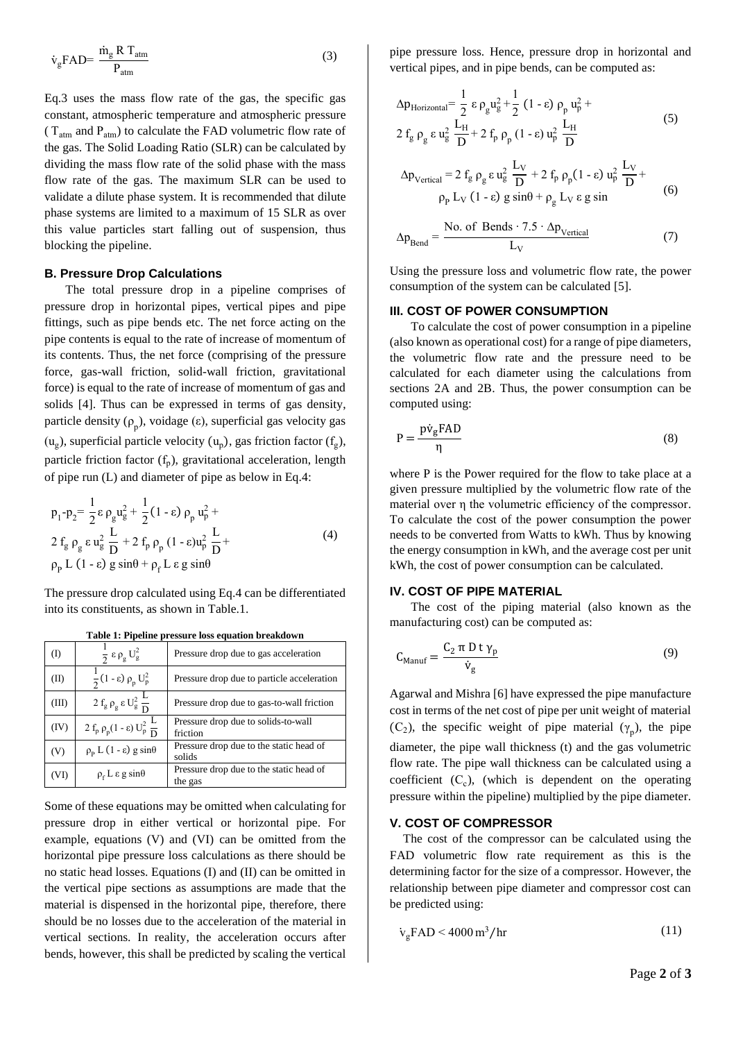$$\dot{v}_g FAD = \frac{\dot{m}_g \, R \, T_{atm}}{P_{atm}} \tag{3}$$

Eq.3 uses the mass flow rate of the gas, the specific gas constant, atmospheric temperature and atmospheric pressure ( $T_{atm}$ and $P_{atm}$) to calculate the FAD volumetric flow rate of the gas. The Solid Loading Ratio (SLR) can be calculated by dividing the mass flow rate of the solid phase with the mass flow rate of the gas. The maximum SLR can be used to validate a dilute phase system. It is recommended that dilute phase systems are limited to a maximum of 15 SLR as over this value particles start falling out of suspension, thus blocking the pipeline.

### B. Pressure Drop Calculations

The total pressure drop in a pipeline comprises of pressure drop in horizontal pipes, vertical pipes and pipe fittings, such as pipe bends etc. The net force acting on the pipe contents is equal to the rate of increase of momentum of its contents. Thus, the net force (comprising of the pressure force, gas-wall friction, solid-wall friction, gravitational force) is equal to the rate of increase of momentum of gas and solids [4]. Thus can be expressed in terms of gas density, particle density ($\rho_p$), voidage ($\varepsilon$), superficial gas velocity gas ($u_g$), superficial particle velocity ($u_p$), gas friction factor ($f_g$), particle friction factor ($f_p$), gravitational acceleration, length of pipe run (L) and diameter of pipe as below in Eq.4:

$$p_1 - p_2 = \frac{1}{2} \varepsilon \rho_g u_g^2 + \frac{1}{2} (1 - \varepsilon) \rho_p u_p^2 + 2 f_g \rho_g \varepsilon u_g^2 \frac{L}{D} + 2 f_p \rho_p (1 - \varepsilon) u_p^2 \frac{L}{D} + \rho_p L (1 - \varepsilon) g \sin\theta + \rho_f L \varepsilon g \sin\theta \tag{4}$$

The pressure drop calculated using Eq.4 can be differentiated into its constituents, as shown in Table.1.

**Table 1: Pipeline pressure loss equation breakdown**

| | | |
|---|---|---|
| (I) | $\frac{1}{2} \varepsilon \rho_g U_g^2$ | Pressure drop due to gas acceleration |
| (II) | $\frac{1}{2} (1 - \varepsilon) \rho_p U_p^2$ | Pressure drop due to particle acceleration |
| (III) | $2 f_g \rho_g \varepsilon U_g^2 \frac{L}{D}$ | Pressure drop due to gas-to-wall friction |
| (IV) | $2 f_p \rho_p (1 - \varepsilon) U_p^2 \frac{L}{D}$ | Pressure drop due to solids-to-wall friction |
| (V) | $\rho_p L (1 - \varepsilon) g \sin\theta$ | Pressure drop due to the static head of solids |
| (VI) | $\rho_f L \varepsilon g \sin\theta$ | Pressure drop due to the static head of the gas |

Some of these equations may be omitted when calculating for pressure drop in either vertical or horizontal pipe. For example, equations (V) and (VI) can be omitted from the horizontal pipe pressure loss calculations as there should be no static head losses. Equations (I) and (II) can be omitted in the vertical pipe sections as assumptions are made that the material is dispensed in the horizontal pipe, therefore, there should be no losses due to the acceleration of the material in vertical sections. In reality, the acceleration occurs after bends, however, this shall be predicted by scaling the vertical pipe pressure loss. Hence, pressure drop in horizontal and vertical pipes, and in pipe bends, can be computed as:

$$\Delta p_{Horizontal} = \frac{1}{2} \varepsilon \rho_g u_g^2 + \frac{1}{2} (1 - \varepsilon) \rho_p u_p^2 + 2 f_g \rho_g \varepsilon u_g^2 \frac{L_H}{D} + 2 f_p \rho_p (1 - \varepsilon) u_p^2 \frac{L_H}{D} \tag{5}$$

$$\Delta p_{Vertical} = 2 f_g \rho_g \varepsilon u_g^2 \frac{L_V}{D} + 2 f_p \rho_p (1 - \varepsilon) u_p^2 \frac{L_V}{D} + \rho_p L_V (1 - \varepsilon) g \sin\theta + \rho_g L_V \varepsilon g \sin \tag{6}$$

$$\Delta p_{Bend} = \frac{\text{No. of Bends} \cdot 7.5 \cdot \Delta p_{Vertical}}{L_V} \tag{7}$$

Using the pressure loss and volumetric flow rate, the power consumption of the system can be calculated [5].

### III. COST OF POWER CONSUMPTION

To calculate the cost of power consumption in a pipeline (also known as operational cost) for a range of pipe diameters, the volumetric flow rate and the pressure need to be calculated for each diameter using the calculations from sections 2A and 2B. Thus, the power consumption can be computed using:

$$P = \frac{p \dot{v}_g FAD}{\eta} \tag{8}$$

where P is the Power required for the flow to take place at a given pressure multiplied by the volumetric flow rate of the material over η the volumetric efficiency of the compressor. To calculate the cost of the power consumption the power needs to be converted from Watts to kWh. Thus by knowing the energy consumption in kWh, and the average cost per unit kWh, the cost of power consumption can be calculated.

### IV. COST OF PIPE MATERIAL

The cost of the piping material (also known as the manufacturing cost) can be computed as:

$$C_{Manuf} = \frac{C_2 \, \pi \, D \, t \, \gamma_p}{\dot{v}_g} \tag{9}$$

Agarwal and Mishra [6] have expressed the pipe manufacture cost in terms of the net cost of pipe per unit weight of material ($C_2$), the specific weight of pipe material ($\gamma_p$), the pipe diameter, the pipe wall thickness (t) and the gas volumetric flow rate. The pipe wall thickness can be calculated using a coefficient ($C_c$), (which is dependent on the operating pressure within the pipeline) multiplied by the pipe diameter.

### V. COST OF COMPRESSOR

The cost of the compressor can be calculated using the FAD volumetric flow rate requirement as this is the determining factor for the size of a compressor. However, the relationship between pipe diameter and compressor cost can be predicted using:

$$\dot{v}_g FAD < 4000 \, m^3/hr \tag{11}$$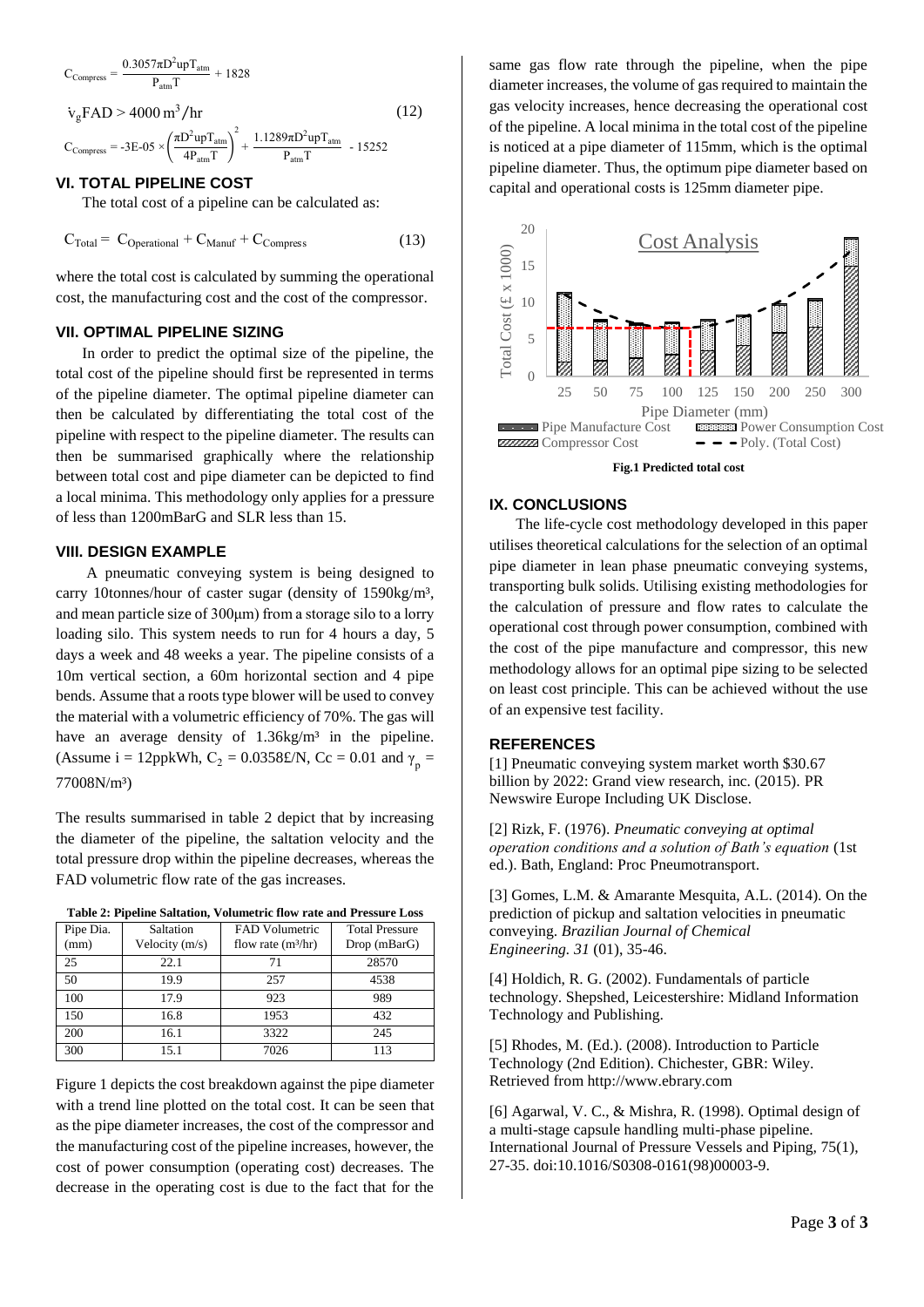$$C_{Compress} = \frac{0.3057\pi D^2 upT_{atm}}{P_{atm}T} + 1828$$

$$\dot{v}_g FAD > 4000\, m^3/hr \qquad (12)$$

$$C_{Compress} = -3E\text{-}05 \times \left(\frac{\pi D^2 upT_{atm}}{4P_{atm}T}\right)^2 + \frac{1.1289\pi D^2 upT_{atm}}{P_{atm}T} - 15252$$

## VI. TOTAL PIPELINE COST

The total cost of a pipeline can be calculated as:

$$C_{Total} = C_{Operational} + C_{Manuf} + C_{Compress} \qquad (13)$$

where the total cost is calculated by summing the operational cost, the manufacturing cost and the cost of the compressor.

## VII. OPTIMAL PIPELINE SIZING

In order to predict the optimal size of the pipeline, the total cost of the pipeline should first be represented in terms of the pipeline diameter. The optimal pipeline diameter can then be calculated by differentiating the total cost of the pipeline with respect to the pipeline diameter. The results can then be summarised graphically where the relationship between total cost and pipe diameter can be depicted to find a local minima. This methodology only applies for a pressure of less than 1200mBarG and SLR less than 15.

## VIII. DESIGN EXAMPLE

A pneumatic conveying system is being designed to carry 10tonnes/hour of caster sugar (density of 1590kg/m³, and mean particle size of 300μm) from a storage silo to a lorry loading silo. This system needs to run for 4 hours a day, 5 days a week and 48 weeks a year. The pipeline consists of a 10m vertical section, a 60m horizontal section and 4 pipe bends. Assume that a roots type blower will be used to convey the material with a volumetric efficiency of 70%. The gas will have an average density of 1.36kg/m³ in the pipeline. (Assume i = 12ppkWh, $C_2$ = 0.0358£/N, Cc = 0.01 and $\gamma_p$ = 77008N/m³)

The results summarised in table 2 depict that by increasing the diameter of the pipeline, the saltation velocity and the total pressure drop within the pipeline decreases, whereas the FAD volumetric flow rate of the gas increases.

**Table 2: Pipeline Saltation, Volumetric flow rate and Pressure Loss**

| Pipe Dia. (mm) | Saltation Velocity (m/s) | FAD Volumetric flow rate (m³/hr) | Total Pressure Drop (mBarG) |
|---|---|---|---|
| 25 | 22.1 | 71 | 28570 |
| 50 | 19.9 | 257 | 4538 |
| 100 | 17.9 | 923 | 989 |
| 150 | 16.8 | 1953 | 432 |
| 200 | 16.1 | 3322 | 245 |
| 300 | 15.1 | 7026 | 113 |

Figure 1 depicts the cost breakdown against the pipe diameter with a trend line plotted on the total cost. It can be seen that as the pipe diameter increases, the cost of the compressor and the manufacturing cost of the pipeline increases, however, the cost of power consumption (operating cost) decreases. The decrease in the operating cost is due to the fact that for the same gas flow rate through the pipeline, when the pipe diameter increases, the volume of gas required to maintain the gas velocity increases, hence decreasing the operational cost of the pipeline. A local minima in the total cost of the pipeline is noticed at a pipe diameter of 115mm, which is the optimal pipeline diameter. Thus, the optimum pipe diameter based on capital and operational costs is 125mm diameter pipe.

Cost Analysis

Total Cost (£ x 1000)

0
5
10
15
20

25 50 75 100 125 150 200 250 300

Pipe Diameter (mm)

Pipe Manufacture Cost
Power Consumption Cost
Compressor Cost
Poly. (Total Cost)

**Fig.1 Predicted total cost**

## IX. CONCLUSIONS

The life-cycle cost methodology developed in this paper utilises theoretical calculations for the selection of an optimal pipe diameter in lean phase pneumatic conveying systems, transporting bulk solids. Utilising existing methodologies for the calculation of pressure and flow rates to calculate the operational cost through power consumption, combined with the cost of the pipe manufacture and compressor, this new methodology allows for an optimal pipe sizing to be selected on least cost principle. This can be achieved without the use of an expensive test facility.

## REFERENCES

[1] Pneumatic conveying system market worth $30.67 billion by 2022: Grand view research, inc. (2015). PR Newswire Europe Including UK Disclose.

[2] Rizk, F. (1976). *Pneumatic conveying at optimal operation conditions and a solution of Bath's equation* (1st ed.). Bath, England: Proc Pneumotransport.

[3] Gomes, L.M. & Amarante Mesquita, A.L. (2014). On the prediction of pickup and saltation velocities in pneumatic conveying. *Brazilian Journal of Chemical Engineering. 31* (01), 35-46.

[4] Holdich, R. G. (2002). Fundamentals of particle technology. Shepshed, Leicestershire: Midland Information Technology and Publishing.

[5] Rhodes, M. (Ed.). (2008). Introduction to Particle Technology (2nd Edition). Chichester, GBR: Wiley. Retrieved from http://www.ebrary.com

[6] Agarwal, V. C., & Mishra, R. (1998). Optimal design of a multi-stage capsule handling multi-phase pipeline. International Journal of Pressure Vessels and Piping, 75(1), 27-35. doi:10.1016/S0308-0161(98)00003-9.